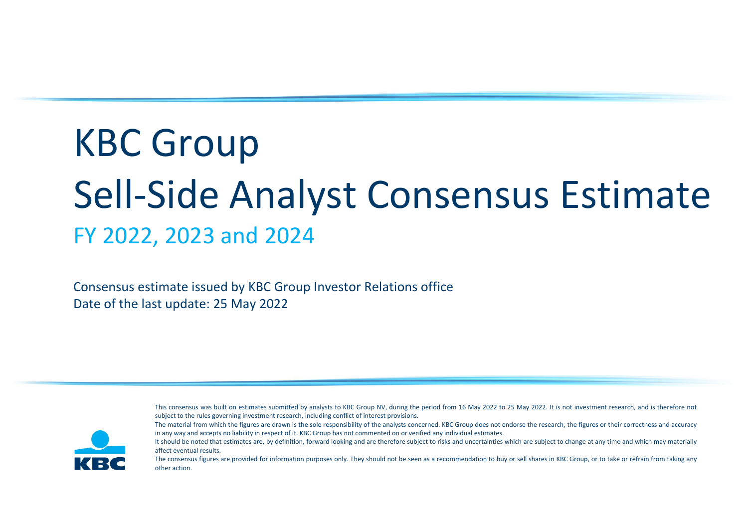# KBC Group

# Sell-Side Analyst Consensus Estimate

## FY 2022, 2023 and 2024

Consensus estimate issued by KBC Group Investor Relations office
Date of the last update: 25 May 2022

This consensus was built on estimates submitted by analysts to KBC Group NV, during the period from 16 May 2022 to 25 May 2022. It is not investment research, and is therefore not subject to the rules governing investment research, including conflict of interest provisions.

The material from which the figures are drawn is the sole responsibility of the analysts concerned. KBC Group does not endorse the research, the figures or their correctness and accuracy in any way and accepts no liability in respect of it. KBC Group has not commented on or verified any individual estimates.

It should be noted that estimates are, by definition, forward looking and are therefore subject to risks and uncertainties which are subject to change at any time and which may materially affect eventual results.

The consensus figures are provided for information purposes only. They should not be seen as a recommendation to buy or sell shares in KBC Group, or to take or refrain from taking any other action.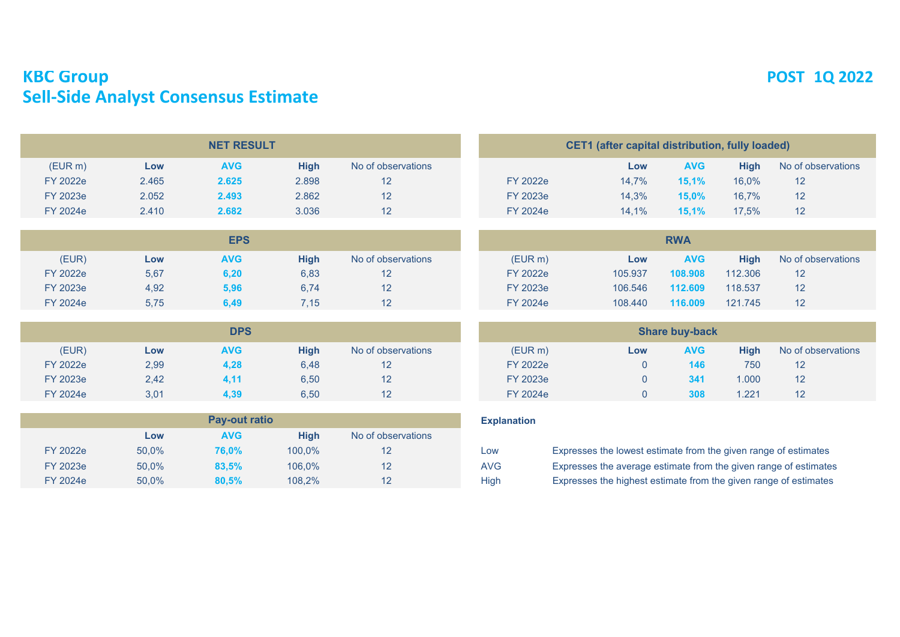# KBC Group
# Sell-Side Analyst Consensus Estimate

**POST 1Q 2022**

| NET RESULT | | | | |
|---|---|---|---|---|
| (EUR m) | **Low** | **AVG** | **High** | No of observations |
| FY 2022e | 2.465 | **2.625** | 2.898 | 12 |
| FY 2023e | 2.052 | **2.493** | 2.862 | 12 |
| FY 2024e | 2.410 | **2.682** | 3.036 | 12 |

| EPS | | | | |
|---|---|---|---|---|
| (EUR) | **Low** | **AVG** | **High** | No of observations |
| FY 2022e | 5,67 | **6,20** | 6,83 | 12 |
| FY 2023e | 4,92 | **5,96** | 6,74 | 12 |
| FY 2024e | 5,75 | **6,49** | 7,15 | 12 |

| DPS | | | | |
|---|---|---|---|---|
| (EUR) | **Low** | **AVG** | **High** | No of observations |
| FY 2022e | 2,99 | **4,28** | 6,48 | 12 |
| FY 2023e | 2,42 | **4,11** | 6,50 | 12 |
| FY 2024e | 3,01 | **4,39** | 6,50 | 12 |

| Pay-out ratio | | | | |
|---|---|---|---|---|
| | **Low** | **AVG** | **High** | No of observations |
| FY 2022e | 50,0% | **76,0%** | 100,0% | 12 |
| FY 2023e | 50,0% | **83,5%** | 106,0% | 12 |
| FY 2024e | 50,0% | **80,5%** | 108,2% | 12 |

| CET1 (after capital distribution, fully loaded) | | | | |
|---|---|---|---|---|
| | **Low** | **AVG** | **High** | No of observations |
| FY 2022e | 14,7% | **15,1%** | 16,0% | 12 |
| FY 2023e | 14,3% | **15,0%** | 16,7% | 12 |
| FY 2024e | 14,1% | **15,1%** | 17,5% | 12 |

| RWA | | | | |
|---|---|---|---|---|
| (EUR m) | **Low** | **AVG** | **High** | No of observations |
| FY 2022e | 105.937 | **108.908** | 112.306 | 12 |
| FY 2023e | 106.546 | **112.609** | 118.537 | 12 |
| FY 2024e | 108.440 | **116.009** | 121.745 | 12 |

| Share buy-back | | | | |
|---|---|---|---|---|
| (EUR m) | **Low** | **AVG** | **High** | No of observations |
| FY 2022e | 0 | **146** | 750 | 12 |
| FY 2023e | 0 | **341** | 1.000 | 12 |
| FY 2024e | 0 | **308** | 1.221 | 12 |

**Explanation**

| | |
|---|---|
| Low | Expresses the lowest estimate from the given range of estimates |
| AVG | Expresses the average estimate from the given range of estimates |
| High | Expresses the highest estimate from the given range of estimates |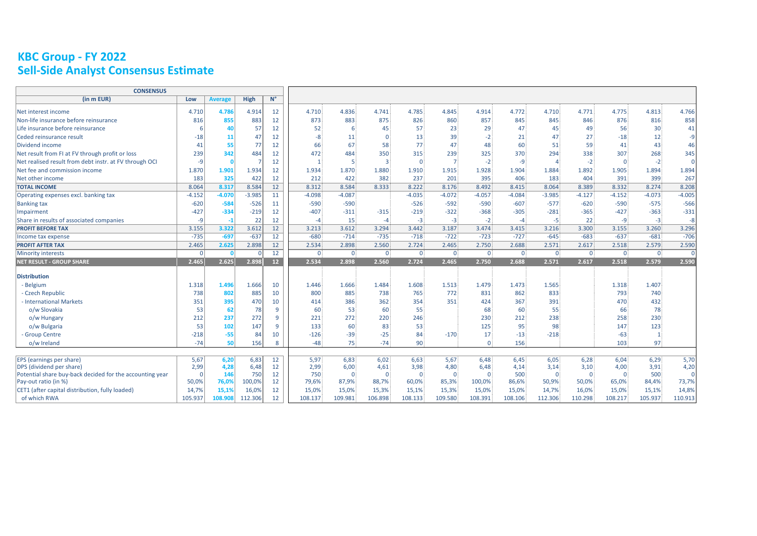# KBC Group - FY 2022
# Sell-Side Analyst Consensus Estimate

| CONSENSUS | | | | | | | | | | | | | | | | |
|---|---|---|---|---|---|---|---|---|---|---|---|---|---|---|---|---|
| (in m EUR) | Low | Average | High | N° | | | | | | | | | | | | |
| Net interest income | 4.710 | 4.786 | 4.914 | 12 | 4.710 | 4.836 | 4.741 | 4.785 | 4.845 | 4.914 | 4.772 | 4.710 | 4.771 | 4.775 | 4.813 | 4.766 |
| Non-life insurance before reinsurance | 816 | 855 | 883 | 12 | 873 | 883 | 875 | 826 | 860 | 857 | 845 | 845 | 846 | 876 | 816 | 858 |
| Life insurance before reinsurance | 6 | 40 | 57 | 12 | 52 | 6 | 45 | 57 | 23 | 29 | 47 | 45 | 49 | 56 | 30 | 41 |
| Ceded reinsurance result | -18 | 11 | 47 | 12 | -8 | 11 | 0 | 13 | 39 | -2 | 21 | 47 | 27 | -18 | 12 | -9 |
| Dividend income | 41 | 55 | 77 | 12 | 66 | 67 | 58 | 77 | 47 | 48 | 60 | 51 | 59 | 41 | 43 | 46 |
| Net result from FI at FV through profit or loss | 239 | 342 | 484 | 12 | 472 | 484 | 350 | 315 | 239 | 325 | 370 | 294 | 338 | 307 | 268 | 345 |
| Net realised result from debt instr. at FV through OCI | -9 | 0 | 7 | 12 | 1 | 5 | 3 | 0 | 7 | -2 | -9 | 4 | -2 | 0 | -2 | 0 |
| Net fee and commission income | 1.870 | 1.901 | 1.934 | 12 | 1.934 | 1.870 | 1.880 | 1.910 | 1.915 | 1.928 | 1.904 | 1.884 | 1.892 | 1.905 | 1.894 | 1.894 |
| Net other income | 183 | 325 | 422 | 12 | 212 | 422 | 382 | 237 | 201 | 395 | 406 | 183 | 404 | 391 | 399 | 267 |
| **TOTAL INCOME** | **8.064** | **8.317** | **8.584** | **12** | **8.312** | **8.584** | **8.333** | **8.222** | **8.176** | **8.492** | **8.415** | **8.064** | **8.389** | **8.332** | **8.274** | **8.208** |
| Operating expenses excl. banking tax | -4.152 | -4.070 | -3.985 | 11 | -4.098 | -4.087 | | -4.035 | -4.072 | -4.057 | -4.084 | -3.985 | -4.127 | -4.152 | -4.073 | -4.005 |
| Banking tax | -620 | -584 | -526 | 11 | -590 | -590 | | -526 | -592 | -590 | -607 | -577 | -620 | -590 | -575 | -566 |
| Impairment | -427 | -334 | -219 | 12 | -407 | -311 | -315 | -219 | -322 | -368 | -305 | -281 | -365 | -427 | -363 | -331 |
| Share in results of associated companies | -9 | -1 | 22 | 12 | -4 | 15 | -4 | -3 | -3 | -2 | -4 | -5 | 22 | -9 | -3 | -8 |
| **PROFIT BEFORE TAX** | **3.155** | **3.322** | **3.612** | **12** | **3.213** | **3.612** | **3.294** | **3.442** | **3.187** | **3.474** | **3.415** | **3.216** | **3.300** | **3.155** | **3.260** | **3.296** |
| Income tax expense | -735 | -697 | -637 | 12 | -680 | -714 | -735 | -718 | -722 | -723 | -727 | -645 | -683 | -637 | -681 | -706 |
| **PROFIT AFTER TAX** | **2.465** | **2.625** | **2.898** | **12** | **2.534** | **2.898** | **2.560** | **2.724** | **2.465** | **2.750** | **2.688** | **2.571** | **2.617** | **2.518** | **2.579** | **2.590** |
| Minority interests | 0 | 0 | 0 | 12 | 0 | 0 | 0 | 0 | 0 | 0 | 0 | 0 | 0 | 0 | 0 | 0 |
| **NET RESULT - GROUP SHARE** | **2.465** | **2.625** | **2.898** | **12** | **2.534** | **2.898** | **2.560** | **2.724** | **2.465** | **2.750** | **2.688** | **2.571** | **2.617** | **2.518** | **2.579** | **2.590** |
| **Distribution** | | | | | | | | | | | | | | | | |
| - Belgium | 1.318 | 1.496 | 1.666 | 10 | 1.446 | 1.666 | 1.484 | 1.608 | 1.513 | 1.479 | 1.473 | 1.565 | | 1.318 | 1.407 | |
| - Czech Republic | 738 | 802 | 885 | 10 | 800 | 885 | 738 | 765 | 772 | 831 | 862 | 833 | | 793 | 740 | |
| - International Markets | 351 | 395 | 470 | 10 | 414 | 386 | 362 | 354 | 351 | 424 | 367 | 391 | | 470 | 432 | |
| o/w Slovakia | 53 | 62 | 78 | 9 | 60 | 53 | 60 | 55 | | 68 | 60 | 55 | | 66 | 78 | |
| o/w Hungary | 212 | 237 | 272 | 9 | 221 | 272 | 220 | 246 | | 230 | 212 | 238 | | 258 | 230 | |
| o/w Bulgaria | 53 | 102 | 147 | 9 | 133 | 60 | 83 | 53 | | 125 | 95 | 98 | | 147 | 123 | |
| - Group Centre | -218 | -55 | 84 | 10 | -126 | -39 | -25 | 84 | -170 | 17 | -13 | -218 | | -63 | 1 | |
| o/w Ireland | -74 | 50 | 156 | 8 | -48 | 75 | -74 | 90 | | 0 | 156 | | | 103 | 97 | |
| EPS (earnings per share) | 5,67 | 6,20 | 6,83 | 12 | 5,97 | 6,83 | 6,02 | 6,63 | 5,67 | 6,48 | 6,45 | 6,05 | 6,28 | 6,04 | 6,29 | 5,70 |
| DPS (dividend per share) | 2,99 | 4,28 | 6,48 | 12 | 2,99 | 6,00 | 4,61 | 3,98 | 4,80 | 6,48 | 4,14 | 3,14 | 3,10 | 4,00 | 3,91 | 4,20 |
| Potential share buy-back decided for the accounting year | 0 | 146 | 750 | 12 | 750 | 0 | 0 | 0 | 0 | 0 | 500 | 0 | 0 | 0 | 500 | 0 |
| Pay-out ratio (in %) | 50,0% | 76,0% | 100,0% | 12 | 79,6% | 87,9% | 88,7% | 60,0% | 85,3% | 100,0% | 86,6% | 50,9% | 50,0% | 65,0% | 84,4% | 73,7% |
| CET1 (after capital distribution, fully loaded) | 14,7% | 15,1% | 16,0% | 12 | 15,0% | 15,0% | 15,3% | 15,1% | 15,3% | 15,0% | 15,0% | 14,7% | 16,0% | 15,0% | 15,1% | 14,8% |
| of which RWA | 105.937 | 108.908 | 112.306 | 12 | 108.137 | 109.981 | 106.898 | 108.133 | 109.580 | 108.391 | 108.106 | 112.306 | 110.298 | 108.217 | 105.937 | 110.913 |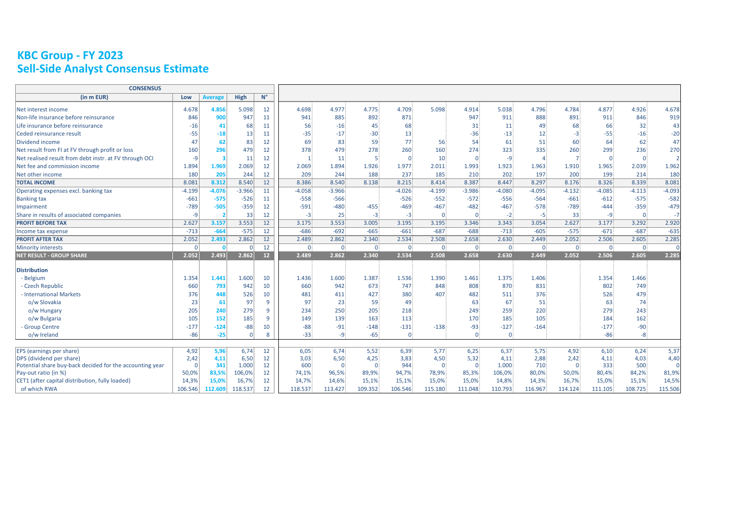# KBC Group - FY 2023
# Sell-Side Analyst Consensus Estimate

| CONSENSUS | | | | | | | | | | | | | | | | |
|---|---|---|---|---|---|---|---|---|---|---|---|---|---|---|---|---|
| **(in m EUR)** | **Low** | **Average** | **High** | **N°** | | | | | | | | | | | | |
| Net interest income | 4.678 | 4.856 | 5.098 | 12 | 4.698 | 4.977 | 4.775 | 4.709 | 5.098 | 4.914 | 5.038 | 4.796 | 4.784 | 4.877 | 4.926 | 4.678 |
| Non-life insurance before reinsurance | 846 | 900 | 947 | 11 | 941 | 885 | 892 | 871 | | 947 | 911 | 888 | 891 | 911 | 846 | 919 |
| Life insurance before reinsurance | -16 | 41 | 68 | 11 | 56 | -16 | 45 | 68 | | 31 | 11 | 49 | 68 | 66 | 32 | 43 |
| Ceded reinsurance result | -55 | -18 | 13 | 11 | -35 | -17 | -30 | 13 | | -36 | -13 | 12 | -3 | -55 | -16 | -20 |
| Dividend income | 47 | 62 | 83 | 12 | 69 | 83 | 59 | 77 | 56 | 54 | 61 | 51 | 60 | 64 | 62 | 47 |
| Net result from FI at FV through profit or loss | 160 | 296 | 479 | 12 | 378 | 479 | 278 | 260 | 160 | 274 | 323 | 335 | 260 | 299 | 236 | 270 |
| Net realised result from debt instr. at FV through OCI | -9 | 3 | 11 | 12 | 1 | 11 | 5 | 0 | 10 | 0 | -9 | 4 | 7 | 0 | 0 | 2 |
| Net fee and commission income | 1.894 | 1.969 | 2.069 | 12 | 2.069 | 1.894 | 1.926 | 1.977 | 2.011 | 1.993 | 1.923 | 1.963 | 1.910 | 1.965 | 2.039 | 1.962 |
| Net other income | 180 | 205 | 244 | 12 | 209 | 244 | 188 | 237 | 185 | 210 | 202 | 197 | 200 | 199 | 214 | 180 |
| **TOTAL INCOME** | 8.081 | 8.312 | 8.540 | 12 | 8.386 | 8.540 | 8.138 | 8.215 | 8.414 | 8.387 | 8.447 | 8.297 | 8.176 | 8.326 | 8.339 | 8.081 |
| Operating expenses excl. banking tax | -4.199 | -4.076 | -3.966 | 11 | -4.058 | -3.966 | | -4.026 | -4.199 | -3.986 | -4.080 | -4.095 | -4.132 | -4.085 | -4.113 | -4.093 |
| Banking tax | -661 | -575 | -526 | 11 | -558 | -566 | | -526 | -552 | -572 | -556 | -564 | -661 | -612 | -575 | -582 |
| Impairment | -789 | -505 | -359 | 12 | -591 | -480 | -455 | -469 | -467 | -482 | -467 | -578 | -789 | -444 | -359 | -479 |
| Share in results of associated companies | -9 | 2 | 33 | 12 | -3 | 25 | -3 | -3 | 0 | 0 | -2 | -5 | 33 | -9 | 0 | -7 |
| **PROFIT BEFORE TAX** | 2.627 | 3.157 | 3.553 | 12 | 3.175 | 3.553 | 3.005 | 3.195 | 3.195 | 3.346 | 3.343 | 3.054 | 2.627 | 3.177 | 3.292 | 2.920 |
| Income tax expense | -713 | -664 | -575 | 12 | -686 | -692 | -665 | -661 | -687 | -688 | -713 | -605 | -575 | -671 | -687 | -635 |
| **PROFIT AFTER TAX** | 2.052 | 2.493 | 2.862 | 12 | 2.489 | 2.862 | 2.340 | 2.534 | 2.508 | 2.658 | 2.630 | 2.449 | 2.052 | 2.506 | 2.605 | 2.285 |
| Minority interests | 0 | 0 | 0 | 12 | 0 | 0 | 0 | 0 | 0 | 0 | 0 | 0 | 0 | 0 | 0 | 0 |
| **NET RESULT - GROUP SHARE** | 2.052 | 2.493 | 2.862 | 12 | 2.489 | 2.862 | 2.340 | 2.534 | 2.508 | 2.658 | 2.630 | 2.449 | 2.052 | 2.506 | 2.605 | 2.285 |
| **Distribution** | | | | | | | | | | | | | | | | |
| - Belgium | 1.354 | 1.441 | 1.600 | 10 | 1.436 | 1.600 | 1.387 | 1.536 | 1.390 | 1.461 | 1.375 | 1.406 | | 1.354 | 1.466 | |
| - Czech Republic | 660 | 793 | 942 | 10 | 660 | 942 | 673 | 747 | 848 | 808 | 870 | 831 | | 802 | 749 | |
| - International Markets | 376 | 448 | 526 | 10 | 481 | 411 | 427 | 380 | 407 | 482 | 511 | 376 | | 526 | 479 | |
| o/w Slovakia | 23 | 61 | 97 | 9 | 97 | 23 | 59 | 49 | | 63 | 67 | 51 | | 63 | 74 | |
| o/w Hungary | 205 | 240 | 279 | 9 | 234 | 250 | 205 | 218 | | 249 | 259 | 220 | | 279 | 243 | |
| o/w Bulgaria | 105 | 152 | 185 | 9 | 149 | 139 | 163 | 113 | | 170 | 185 | 105 | | 184 | 162 | |
| - Group Centre | -177 | -124 | -88 | 10 | -88 | -91 | -148 | -131 | -138 | -93 | -127 | -164 | | -177 | -90 | |
| o/w Ireland | -86 | -25 | 0 | 8 | -33 | -9 | -65 | 0 | | 0 | 0 | | | -86 | -8 | |
| EPS (earnings per share) | 4,92 | 5,96 | 6,74 | 12 | 6,05 | 6,74 | 5,52 | 6,39 | 5,77 | 6,25 | 6,37 | 5,75 | 4,92 | 6,10 | 6,24 | 5,37 |
| DPS (dividend per share) | 2,42 | 4,11 | 6,50 | 12 | 3,03 | 6,50 | 4,25 | 3,83 | 4,50 | 5,32 | 4,11 | 2,88 | 2,42 | 4,11 | 4,03 | 4,40 |
| Potential share buy-back decided for the accounting year | 0 | 341 | 1.000 | 12 | 600 | 0 | 0 | 944 | 0 | 0 | 1.000 | 710 | 0 | 333 | 500 | 0 |
| Pay-out ratio (in %) | 50,0% | 83,5% | 106,0% | 12 | 74,1% | 96,5% | 89,9% | 94,7% | 78,9% | 85,3% | 106,0% | 80,0% | 50,0% | 80,4% | 84,2% | 81,9% |
| CET1 (after capital distribution, fully loaded) | 14,3% | 15,0% | 16,7% | 12 | 14,7% | 14,6% | 15,1% | 15,1% | 15,0% | 15,0% | 14,8% | 14,3% | 16,7% | 15,0% | 15,1% | 14,5% |
| of which RWA | 106.546 | 112.609 | 118.537 | 12 | 118.537 | 113.427 | 109.352 | 106.546 | 115.180 | 111.048 | 110.793 | 116.967 | 114.124 | 111.105 | 108.725 | 115.506 |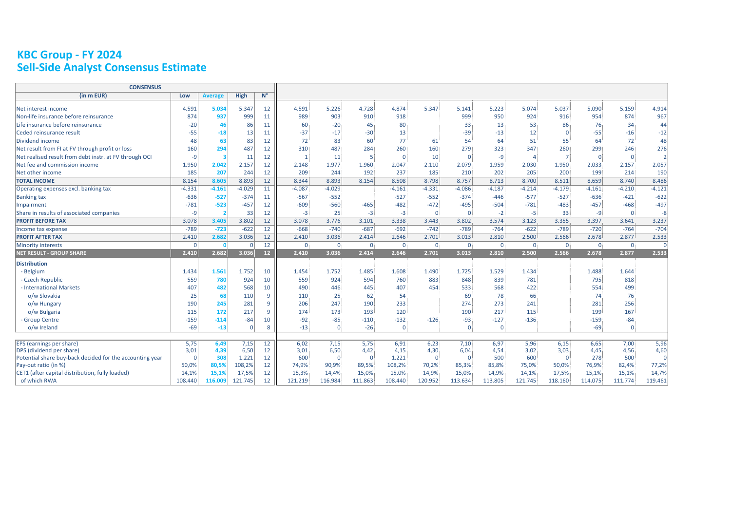# KBC Group - FY 2024
# Sell-Side Analyst Consensus Estimate

| CONSENSUS | | | | | | | | | | | | | | | | |
|---|---|---|---|---|---|---|---|---|---|---|---|---|---|---|---|---|
| (in m EUR) | Low | Average | High | N° | | | | | | | | | | | | |
| Net interest income | 4.591 | **5.034** | 5.347 | 12 | 4.591 | 5.226 | 4.728 | 4.874 | 5.347 | 5.141 | 5.223 | 5.074 | 5.037 | 5.090 | 5.159 | 4.914 |
| Non-life insurance before reinsurance | 874 | **937** | 999 | 11 | 989 | 903 | 910 | 918 | | 999 | 950 | 924 | 916 | 954 | 874 | 967 |
| Life insurance before reinsurance | -20 | **46** | 86 | 11 | 60 | -20 | 45 | 80 | | 33 | 13 | 53 | 86 | 76 | 34 | 44 |
| Ceded reinsurance result | -55 | **-18** | 13 | 11 | -37 | -17 | -30 | 13 | | -39 | -13 | 12 | 0 | -55 | -16 | -12 |
| Dividend income | 48 | **63** | 83 | 12 | 72 | 83 | 60 | 77 | 61 | 54 | 64 | 51 | 55 | 64 | 72 | 48 |
| Net result from FI at FV through profit or loss | 160 | **294** | 487 | 12 | 310 | 487 | 284 | 260 | 160 | 279 | 323 | 347 | 260 | 299 | 246 | 276 |
| Net realised result from debt instr. at FV through OCI | -9 | **3** | 11 | 12 | 1 | 11 | 5 | 0 | 10 | 0 | -9 | 4 | 7 | 0 | 0 | 2 |
| Net fee and commission income | 1.950 | **2.042** | 2.157 | 12 | 2.148 | 1.977 | 1.960 | 2.047 | 2.110 | 2.079 | 1.959 | 2.030 | 1.950 | 2.033 | 2.157 | 2.057 |
| Net other income | 185 | **207** | 244 | 12 | 209 | 244 | 192 | 237 | 185 | 210 | 202 | 205 | 200 | 199 | 214 | 190 |
| **TOTAL INCOME** | 8.154 | **8.605** | 8.893 | 12 | 8.344 | 8.893 | 8.154 | 8.508 | 8.798 | 8.757 | 8.713 | 8.700 | 8.511 | 8.659 | 8.740 | 8.486 |
| Operating expenses excl. banking tax | -4.331 | **-4.161** | -4.029 | 11 | -4.087 | -4.029 | | -4.161 | -4.331 | -4.086 | -4.187 | -4.214 | -4.179 | -4.161 | -4.210 | -4.121 |
| Banking tax | -636 | **-527** | -374 | 11 | -567 | -552 | | -527 | -552 | -374 | -446 | -577 | -527 | -636 | -421 | -622 |
| Impairment | -781 | **-523** | -457 | 12 | -609 | -560 | -465 | -482 | -472 | -495 | -504 | -781 | -483 | -457 | -468 | -497 |
| Share in results of associated companies | -9 | **2** | 33 | 12 | -3 | 25 | -3 | -3 | 0 | 0 | -2 | -5 | 33 | -9 | 0 | -8 |
| **PROFIT BEFORE TAX** | 3.078 | **3.405** | 3.802 | 12 | 3.078 | 3.776 | 3.101 | 3.338 | 3.443 | 3.802 | 3.574 | 3.123 | 3.355 | 3.397 | 3.641 | 3.237 |
| Income tax expense | -789 | **-723** | -622 | 12 | -668 | -740 | -687 | -692 | -742 | -789 | -764 | -622 | -789 | -720 | -764 | -704 |
| **PROFIT AFTER TAX** | 2.410 | **2.682** | 3.036 | 12 | 2.410 | 3.036 | 2.414 | 2.646 | 2.701 | 3.013 | 2.810 | 2.500 | 2.566 | 2.678 | 2.877 | 2.533 |
| Minority interests | 0 | **0** | 0 | 12 | 0 | 0 | 0 | 0 | 0 | 0 | 0 | 0 | 0 | 0 | 0 | 0 |
| **NET RESULT - GROUP SHARE** | **2.410** | **2.682** | **3.036** | **12** | **2.410** | **3.036** | **2.414** | **2.646** | **2.701** | **3.013** | **2.810** | **2.500** | **2.566** | **2.678** | **2.877** | **2.533** |
| **Distribution** | | | | | | | | | | | | | | | | |
| - Belgium | 1.434 | **1.561** | 1.752 | 10 | 1.454 | 1.752 | 1.485 | 1.608 | 1.490 | 1.725 | 1.529 | 1.434 | | 1.488 | 1.644 | |
| - Czech Republic | 559 | **780** | 924 | 10 | 559 | 924 | 594 | 760 | 883 | 848 | 839 | 781 | | 795 | 818 | |
| - International Markets | 407 | **482** | 568 | 10 | 490 | 446 | 445 | 407 | 454 | 533 | 568 | 422 | | 554 | 499 | |
| o/w Slovakia | 25 | **68** | 110 | 9 | 110 | 25 | 62 | 54 | | 69 | 78 | 66 | | 74 | 76 | |
| o/w Hungary | 190 | **245** | 281 | 9 | 206 | 247 | 190 | 233 | | 274 | 273 | 241 | | 281 | 256 | |
| o/w Bulgaria | 115 | **172** | 217 | 9 | 174 | 173 | 193 | 120 | | 190 | 217 | 115 | | 199 | 167 | |
| - Group Centre | -159 | **-114** | -84 | 10 | -92 | -85 | -110 | -132 | -126 | -93 | -127 | -136 | | -159 | -84 | |
| o/w Ireland | -69 | **-13** | 0 | 8 | -13 | 0 | -26 | 0 | | 0 | 0 | | | -69 | 0 | |
| EPS (earnings per share) | 5,75 | **6,49** | 7,15 | 12 | 6,02 | 7,15 | 5,75 | 6,91 | 6,23 | 7,10 | 6,97 | 5,96 | 6,15 | 6,65 | 7,00 | 5,96 |
| DPS (dividend per share) | 3,01 | **4,39** | 6,50 | 12 | 3,01 | 6,50 | 4,42 | 4,15 | 4,30 | 6,04 | 4,54 | 3,02 | 3,03 | 4,45 | 4,56 | 4,60 |
| Potential share buy-back decided for the accounting year | 0 | **308** | 1.221 | 12 | 600 | 0 | 0 | 1.221 | 0 | 0 | 500 | 600 | 0 | 278 | 500 | 0 |
| Pay-out ratio (in %) | 50,0% | **80,5%** | 108,2% | 12 | 74,9% | 90,9% | 89,5% | 108,2% | 70,2% | 85,3% | 85,8% | 75,0% | 50,0% | 76,9% | 82,4% | 77,2% |
| CET1 (after capital distribution, fully loaded) | 14,1% | **15,1%** | 17,5% | 12 | 15,3% | 14,4% | 15,0% | 15,0% | 14,9% | 15,0% | 14,9% | 14,1% | 17,5% | 15,1% | 15,1% | 14,7% |
| of which RWA | 108.440 | **116.009** | 121.745 | 12 | 121.219 | 116.984 | 111.863 | 108.440 | 120.952 | 113.634 | 113.805 | 121.745 | 118.160 | 114.075 | 111.774 | 119.461 |